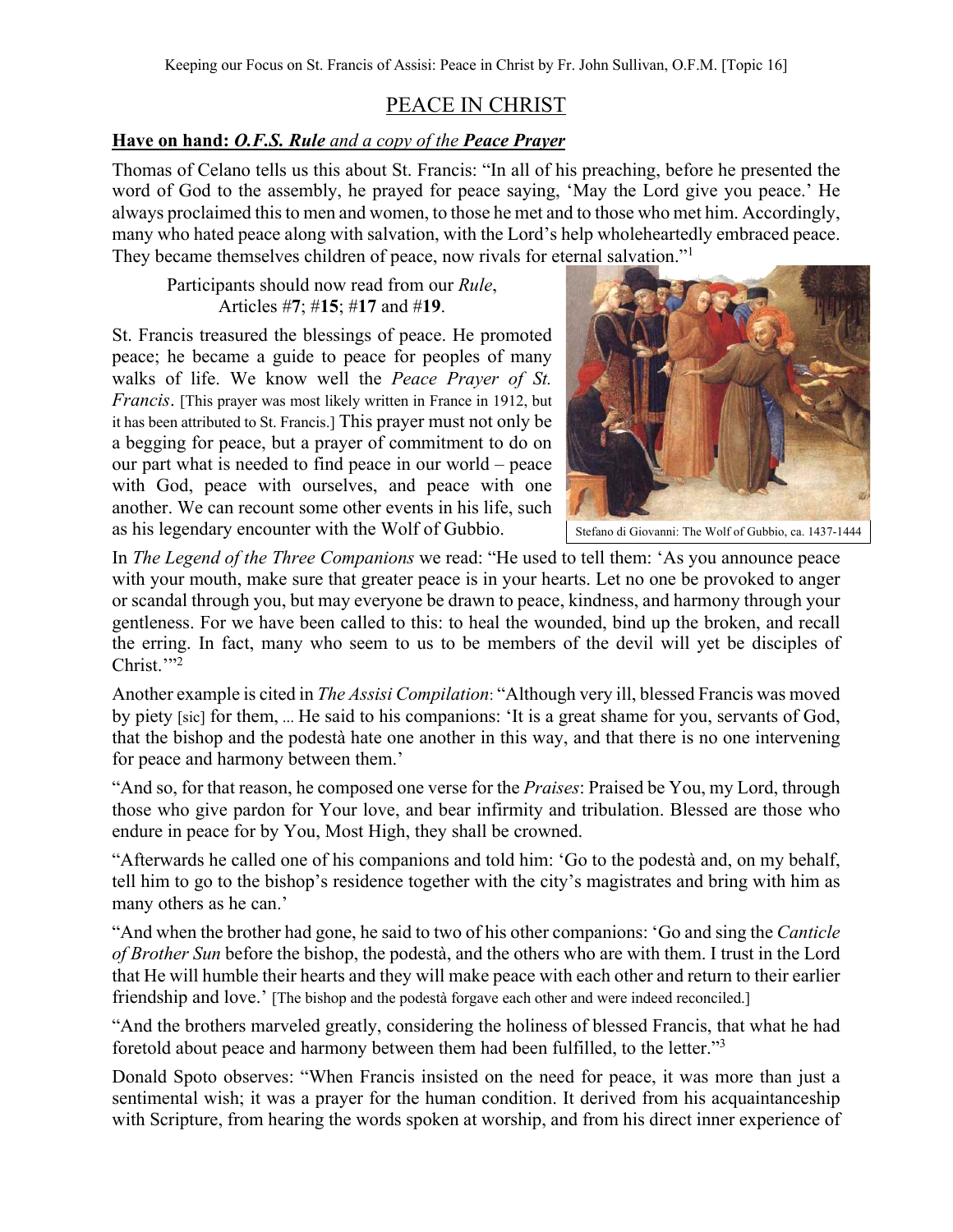# PEACE IN CHRIST

**Have on hand: *O.F.S. Rule* *and a copy of the* *Peace Prayer***

Thomas of Celano tells us this about St. Francis: "In all of his preaching, before he presented the word of God to the assembly, he prayed for peace saying, 'May the Lord give you peace.' He always proclaimed this to men and women, to those he met and to those who met him. Accordingly, many who hated peace along with salvation, with the Lord's help wholeheartedly embraced peace. They became themselves children of peace, now rivals for eternal salvation."[1]

Participants should now read from our *Rule*, Articles #**7**; #**15**; #**17** and #**19**.

St. Francis treasured the blessings of peace. He promoted peace; he became a guide to peace for peoples of many walks of life. We know well the *Peace Prayer of St. Francis*. [This prayer was most likely written in France in 1912, but it has been attributed to St. Francis.] This prayer must not only be a begging for peace, but a prayer of commitment to do on our part what is needed to find peace in our world – peace with God, peace with ourselves, and peace with one another. We can recount some other events in his life, such as his legendary encounter with the Wolf of Gubbio.

Stefano di Giovanni: The Wolf of Gubbio, ca. 1437-1444

In *The Legend of the Three Companions* we read: "He used to tell them: 'As you announce peace with your mouth, make sure that greater peace is in your hearts. Let no one be provoked to anger or scandal through you, but may everyone be drawn to peace, kindness, and harmony through your gentleness. For we have been called to this: to heal the wounded, bind up the broken, and recall the erring. In fact, many who seem to us to be members of the devil will yet be disciples of Christ.'"[2]

Another example is cited in *The Assisi Compilation*: "Although very ill, blessed Francis was moved by piety [sic] for them, ... He said to his companions: 'It is a great shame for you, servants of God, that the bishop and the podestà hate one another in this way, and that there is no one intervening for peace and harmony between them.'

"And so, for that reason, he composed one verse for the *Praises*: Praised be You, my Lord, through those who give pardon for Your love, and bear infirmity and tribulation. Blessed are those who endure in peace for by You, Most High, they shall be crowned.

"Afterwards he called one of his companions and told him: 'Go to the podestà and, on my behalf, tell him to go to the bishop's residence together with the city's magistrates and bring with him as many others as he can.'

"And when the brother had gone, he said to two of his other companions: 'Go and sing the *Canticle of Brother Sun* before the bishop, the podestà, and the others who are with them. I trust in the Lord that He will humble their hearts and they will make peace with each other and return to their earlier friendship and love.' [The bishop and the podestà forgave each other and were indeed reconciled.]

"And the brothers marveled greatly, considering the holiness of blessed Francis, that what he had foretold about peace and harmony between them had been fulfilled, to the letter."[3]

Donald Spoto observes: "When Francis insisted on the need for peace, it was more than just a sentimental wish; it was a prayer for the human condition. It derived from his acquaintanceship with Scripture, from hearing the words spoken at worship, and from his direct inner experience of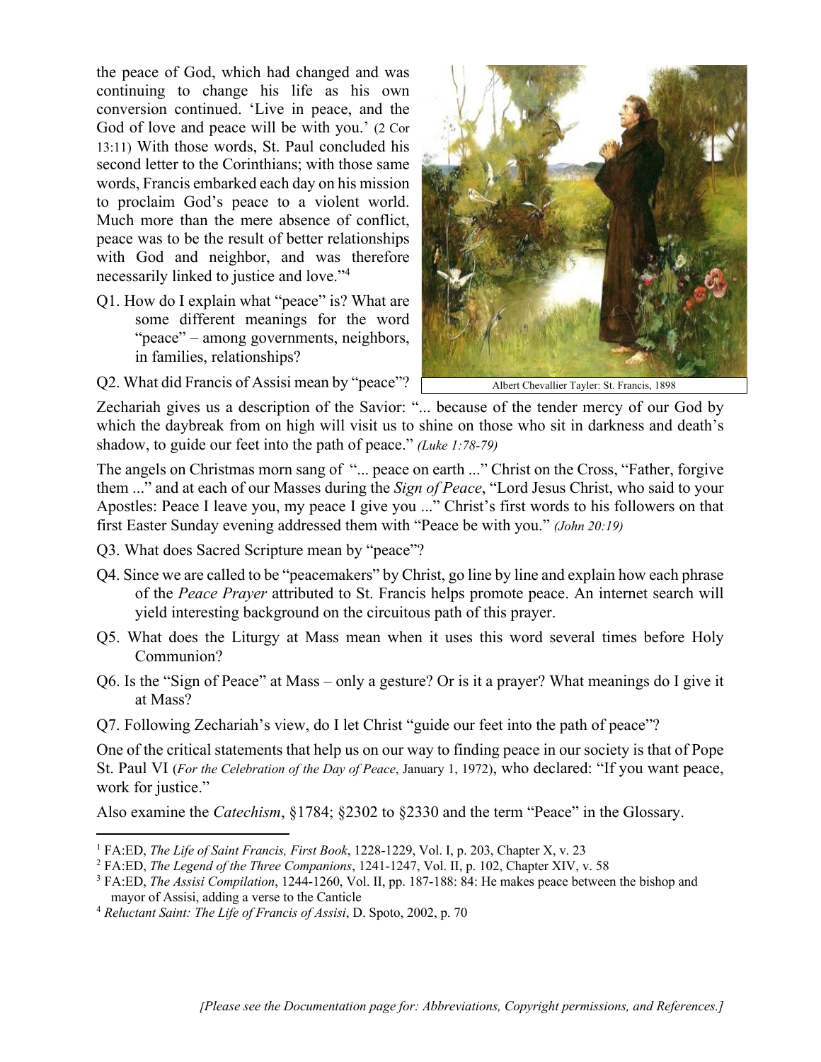the peace of God, which had changed and was continuing to change his life as his own conversion continued. 'Live in peace, and the God of love and peace will be with you.' (2 Cor 13:11) With those words, St. Paul concluded his second letter to the Corinthians; with those same words, Francis embarked each day on his mission to proclaim God's peace to a violent world. Much more than the mere absence of conflict, peace was to be the result of better relationships with God and neighbor, and was therefore necessarily linked to justice and love."[4]

Q1. How do I explain what "peace" is? What are some different meanings for the word "peace" – among governments, neighbors, in families, relationships?

Q2. What did Francis of Assisi mean by "peace"?

Albert Chevallier Tayler: St. Francis, 1898

Zechariah gives us a description of the Savior: "... because of the tender mercy of our God by which the daybreak from on high will visit us to shine on those who sit in darkness and death's shadow, to guide our feet into the path of peace." *(Luke 1:78-79)*

The angels on Christmas morn sang of "... peace on earth ..." Christ on the Cross, "Father, forgive them ..." and at each of our Masses during the *Sign of Peace*, "Lord Jesus Christ, who said to your Apostles: Peace I leave you, my peace I give you ..." Christ's first words to his followers on that first Easter Sunday evening addressed them with "Peace be with you." *(John 20:19)*

Q3. What does Sacred Scripture mean by "peace"?

Q4. Since we are called to be "peacemakers" by Christ, go line by line and explain how each phrase of the *Peace Prayer* attributed to St. Francis helps promote peace. An internet search will yield interesting background on the circuitous path of this prayer.

Q5. What does the Liturgy at Mass mean when it uses this word several times before Holy Communion?

Q6. Is the "Sign of Peace" at Mass – only a gesture? Or is it a prayer? What meanings do I give it at Mass?

Q7. Following Zechariah's view, do I let Christ "guide our feet into the path of peace"?

One of the critical statements that help us on our way to finding peace in our society is that of Pope St. Paul VI (*For the Celebration of the Day of Peace*, January 1, 1972), who declared: "If you want peace, work for justice."

Also examine the *Catechism*, §1784; §2302 to §2330 and the term "Peace" in the Glossary.

---

[1] FA:ED, *The Life of Saint Francis, First Book*, 1228-1229, Vol. I, p. 203, Chapter X, v. 23

[2] FA:ED, *The Legend of the Three Companions*, 1241-1247, Vol. II, p. 102, Chapter XIV, v. 58

[3] FA:ED, *The Assisi Compilation*, 1244-1260, Vol. II, pp. 187-188: 84: He makes peace between the bishop and mayor of Assisi, adding a verse to the Canticle

[4] *Reluctant Saint: The Life of Francis of Assisi*, D. Spoto, 2002, p. 70

*[Please see the Documentation page for: Abbreviations, Copyright permissions, and References.]*